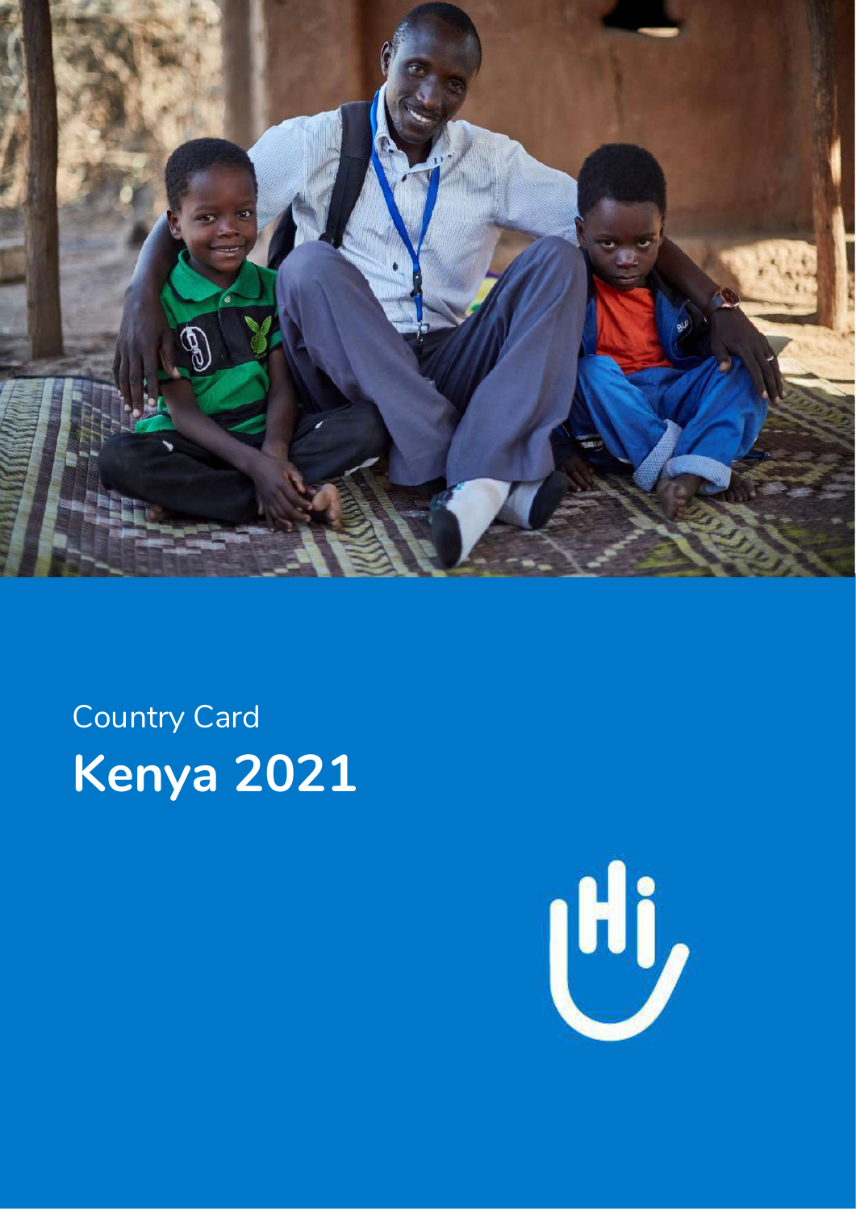Country Card

# Kenya 2021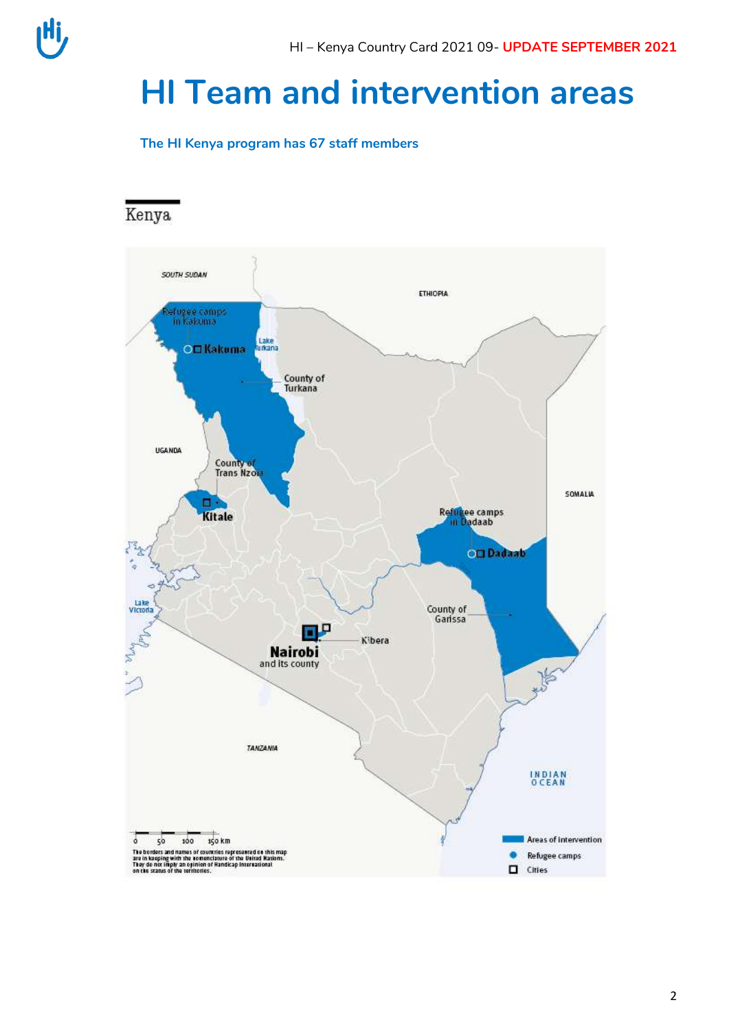# HI Team and intervention areas

**The HI Kenya program has 67 staff members**

Kenya

SOUTH SUDAN

ETHIOPIA

Refugee camps in Kakuma

Kakuma

Lake Turkana

County of Turkana

UGANDA

County of Trans Nzoia

Kitale

SOMALIA

Refugee camps in Dadaab

Dadaab

Lake Victoria

County of Garissa

Kibera

Nairobi and its county

TANZANIA

INDIAN OCEAN

0 50 100 150 km

The borders and names of countries represented on this map are in keeping with the nomenclature of the United Nations. They do not imply an opinion of Handicap International on the status of the territories.

Areas of intervention

Refugee camps

Cities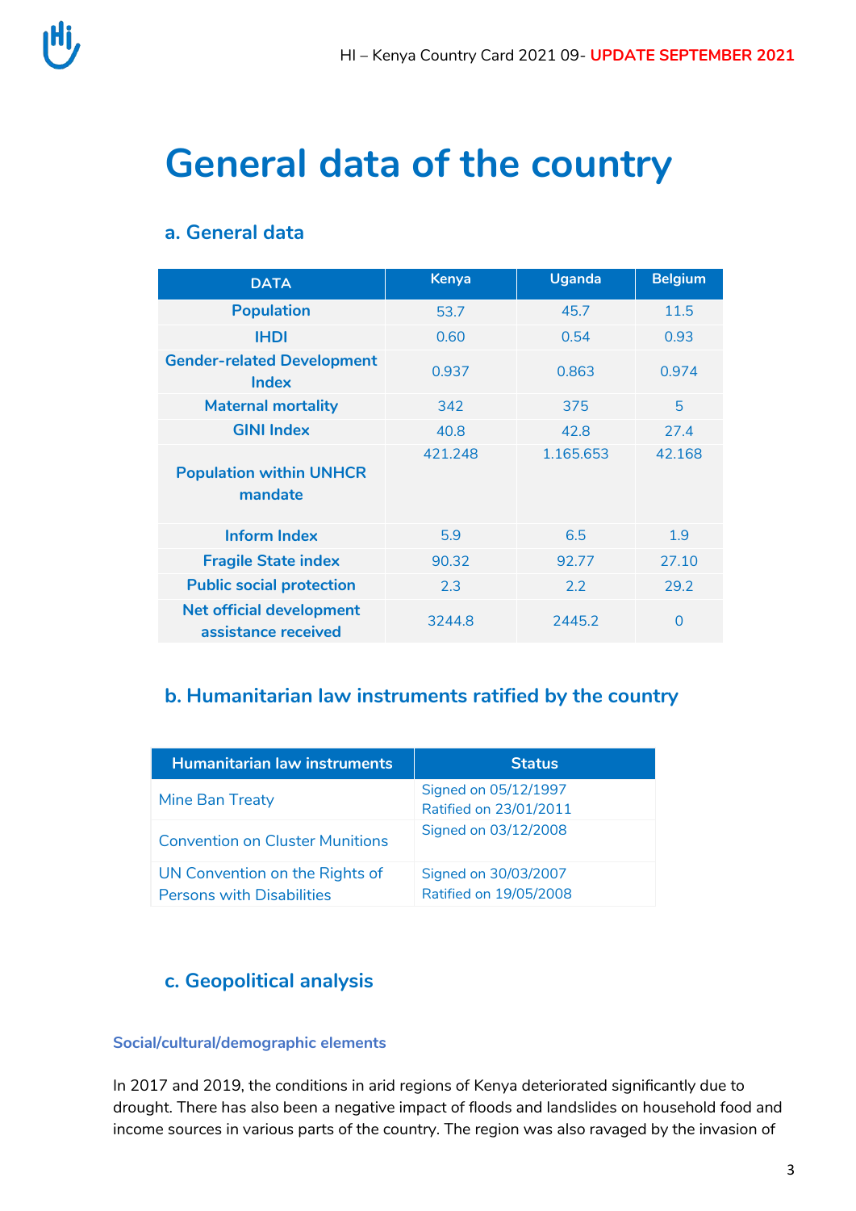# General data of the country

## a. General data

| DATA | Kenya | Uganda | Belgium |
|---|---|---|---|
| Population | 53.7 | 45.7 | 11.5 |
| IHDI | 0.60 | 0.54 | 0.93 |
| Gender-related Development Index | 0.937 | 0.863 | 0.974 |
| Maternal mortality | 342 | 375 | 5 |
| GINI Index | 40.8 | 42.8 | 27.4 |
| Population within UNHCR mandate | 421.248 | 1.165.653 | 42.168 |
| Inform Index | 5.9 | 6.5 | 1.9 |
| Fragile State index | 90.32 | 92.77 | 27.10 |
| Public social protection | 2.3 | 2.2 | 29.2 |
| Net official development assistance received | 3244.8 | 2445.2 | 0 |

## b. Humanitarian law instruments ratified by the country

| Humanitarian law instruments | Status |
|---|---|
| Mine Ban Treaty | Signed on 05/12/1997<br>Ratified on 23/01/2011 |
| Convention on Cluster Munitions | Signed on 03/12/2008 |
| UN Convention on the Rights of Persons with Disabilities | Signed on 30/03/2007<br>Ratified on 19/05/2008 |

## c. Geopolitical analysis

#### Social/cultural/demographic elements

In 2017 and 2019, the conditions in arid regions of Kenya deteriorated significantly due to drought. There has also been a negative impact of floods and landslides on household food and income sources in various parts of the country. The region was also ravaged by the invasion of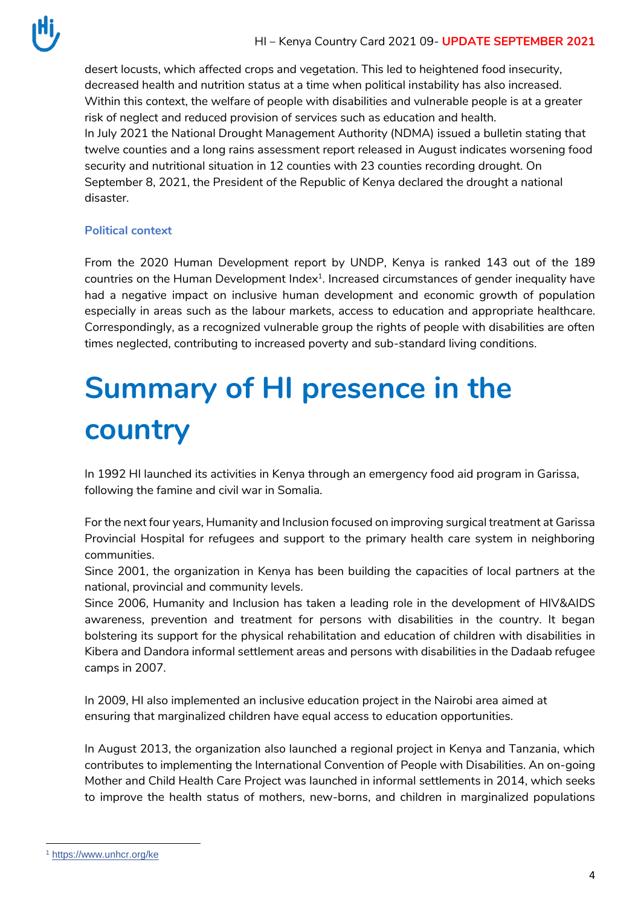desert locusts, which affected crops and vegetation. This led to heightened food insecurity, decreased health and nutrition status at a time when political instability has also increased. Within this context, the welfare of people with disabilities and vulnerable people is at a greater risk of neglect and reduced provision of services such as education and health.
In July 2021 the National Drought Management Authority (NDMA) issued a bulletin stating that twelve counties and a long rains assessment report released in August indicates worsening food security and nutritional situation in 12 counties with 23 counties recording drought. On September 8, 2021, the President of the Republic of Kenya declared the drought a national disaster.

### Political context

From the 2020 Human Development report by UNDP, Kenya is ranked 143 out of the 189 countries on the Human Development Index[1]. Increased circumstances of gender inequality have had a negative impact on inclusive human development and economic growth of population especially in areas such as the labour markets, access to education and appropriate healthcare. Correspondingly, as a recognized vulnerable group the rights of people with disabilities are often times neglected, contributing to increased poverty and sub-standard living conditions.

# Summary of HI presence in the country

In 1992 HI launched its activities in Kenya through an emergency food aid program in Garissa, following the famine and civil war in Somalia.

For the next four years, Humanity and Inclusion focused on improving surgical treatment at Garissa Provincial Hospital for refugees and support to the primary health care system in neighboring communities.
Since 2001, the organization in Kenya has been building the capacities of local partners at the national, provincial and community levels.
Since 2006, Humanity and Inclusion has taken a leading role in the development of HIV&AIDS awareness, prevention and treatment for persons with disabilities in the country. It began bolstering its support for the physical rehabilitation and education of children with disabilities in Kibera and Dandora informal settlement areas and persons with disabilities in the Dadaab refugee camps in 2007.

In 2009, HI also implemented an inclusive education project in the Nairobi area aimed at ensuring that marginalized children have equal access to education opportunities.

In August 2013, the organization also launched a regional project in Kenya and Tanzania, which contributes to implementing the International Convention of People with Disabilities. An on-going Mother and Child Health Care Project was launched in informal settlements in 2014, which seeks to improve the health status of mothers, new-borns, and children in marginalized populations

[1] https://www.unhcr.org/ke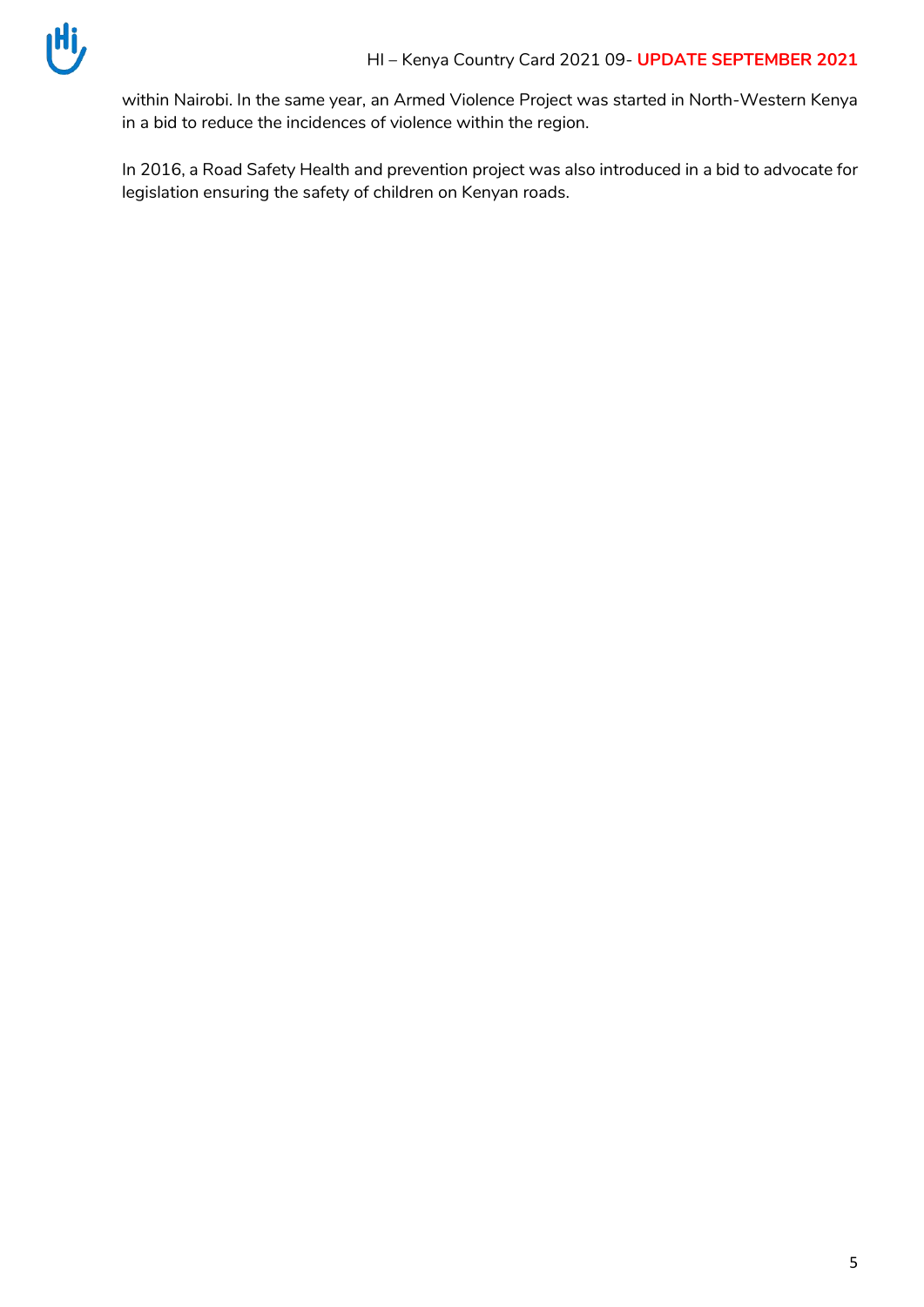within Nairobi. In the same year, an Armed Violence Project was started in North-Western Kenya in a bid to reduce the incidences of violence within the region.

In 2016, a Road Safety Health and prevention project was also introduced in a bid to advocate for legislation ensuring the safety of children on Kenyan roads.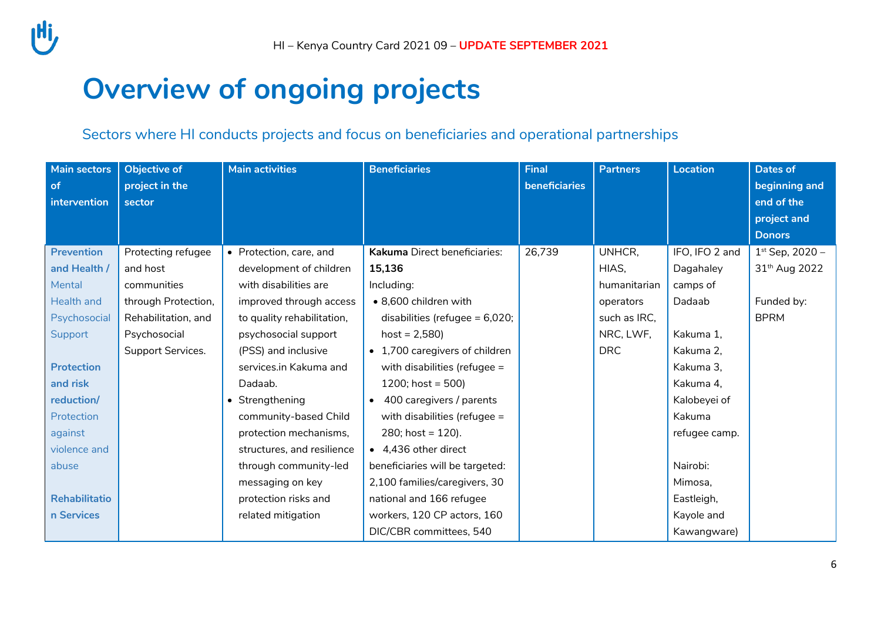# Overview of ongoing projects

## Sectors where HI conducts projects and focus on beneficiaries and operational partnerships

| Main sectors of intervention | Objective of project in the sector | Main activities | Beneficiaries | Final beneficiaries | Partners | Location | Dates of beginning and end of the project and Donors |
|---|---|---|---|---|---|---|---|
| **Prevention and Health /** Mental Health and Psychosocial Support<br><br>**Protection and risk reduction/** Protection against violence and abuse<br><br>**Rehabilitation Services** | Protecting refugee and host communities through Protection, Rehabilitation, and Psychosocial Support Services. | • Protection, care, and development of children with disabilities are improved through access to quality rehabilitation, psychosocial support (PSS) and inclusive services.in Kakuma and Dadaab.<br>• Strengthening community-based Child protection mechanisms, structures, and resilience through community-led messaging on key protection risks and related mitigation | **Kakuma** Direct beneficiaries: **15,136**<br>Including:<br>• 8,600 children with disabilities (refugee = 6,020; host = 2,580)<br>• 1,700 caregivers of children with disabilities (refugee = 1200; host = 500)<br>• 400 caregivers / parents with disabilities (refugee = 280; host = 120).<br>• 4,436 other direct beneficiaries will be targeted: 2,100 families/caregivers, 30 national and 166 refugee workers, 120 CP actors, 160 DIC/CBR committees, 540 | 26,739 | UNHCR, HIAS, humanitarian operators such as IRC, NRC, LWF, DRC | IFO, IFO 2 and Dagahaley camps of Dadaab<br><br>Kakuma 1, Kakuma 2, Kakuma 3, Kakuma 4, Kalobeyei of Kakuma refugee camp.<br><br>Nairobi: Mimosa, Eastleigh, Kayole and Kawangware) | 1st Sep, 2020 – 31th Aug 2022<br><br>Funded by: BPRM |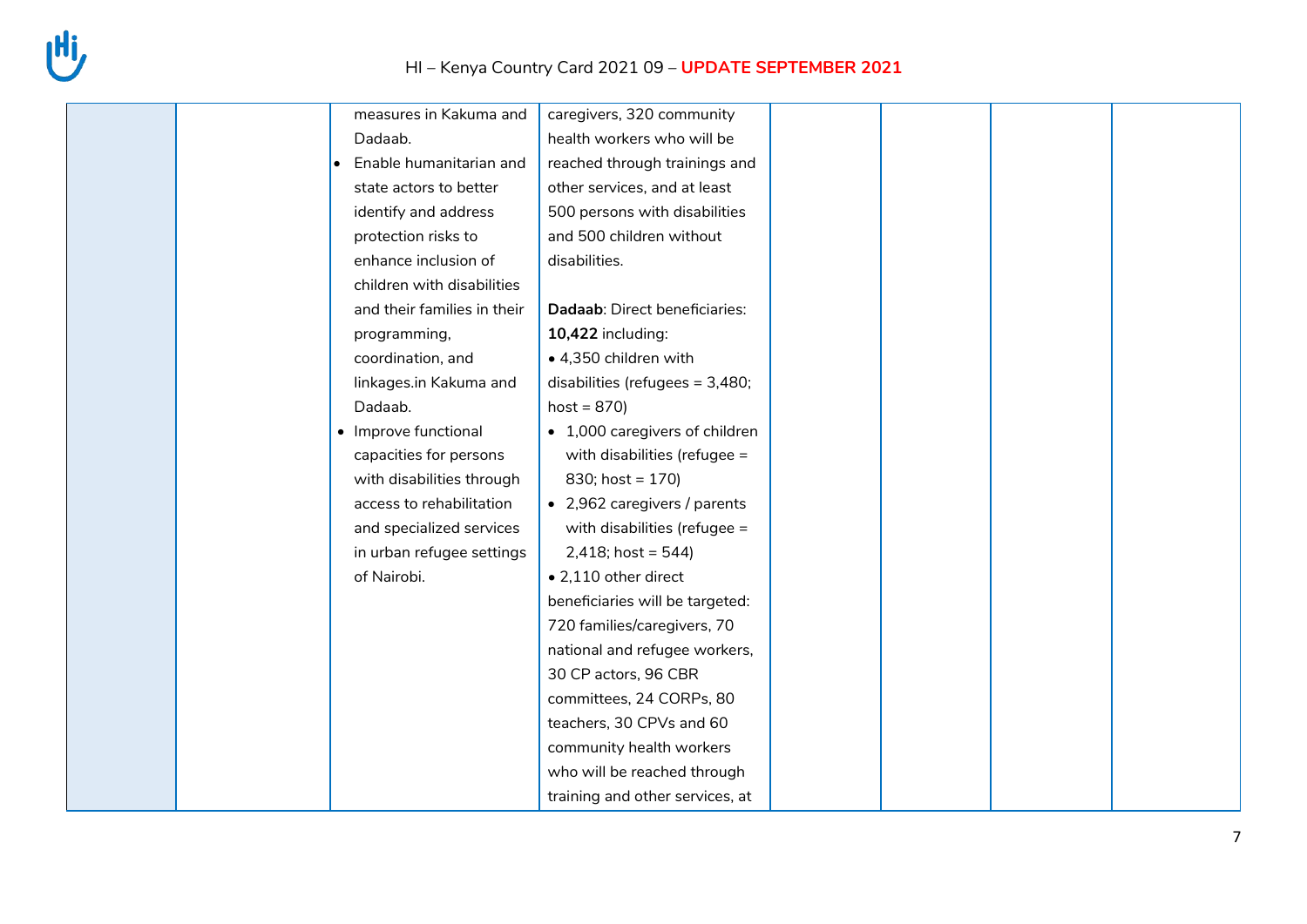|  |  |  |  |  |  |  |  |
|---|---|---|---|---|---|---|---|
|  |  | measures in Kakuma and Dadaab.<br>• Enable humanitarian and state actors to better identify and address protection risks to enhance inclusion of children with disabilities and their families in their programming, coordination, and linkages.in Kakuma and Dadaab.<br>• Improve functional capacities for persons with disabilities through access to rehabilitation and specialized services in urban refugee settings of Nairobi. | caregivers, 320 community health workers who will be reached through trainings and other services, and at least 500 persons with disabilities and 500 children without disabilities.<br><br>**Dadaab**: Direct beneficiaries: **10,422** including:<br>• 4,350 children with disabilities (refugees = 3,480; host = 870)<br>• 1,000 caregivers of children with disabilities (refugee = 830; host = 170)<br>• 2,962 caregivers / parents with disabilities (refugee = 2,418; host = 544)<br>• 2,110 other direct beneficiaries will be targeted: 720 families/caregivers, 70 national and refugee workers, 30 CP actors, 96 CBR committees, 24 CORPs, 80 teachers, 30 CPVs and 60 community health workers who will be reached through training and other services, at |  |  |  |  |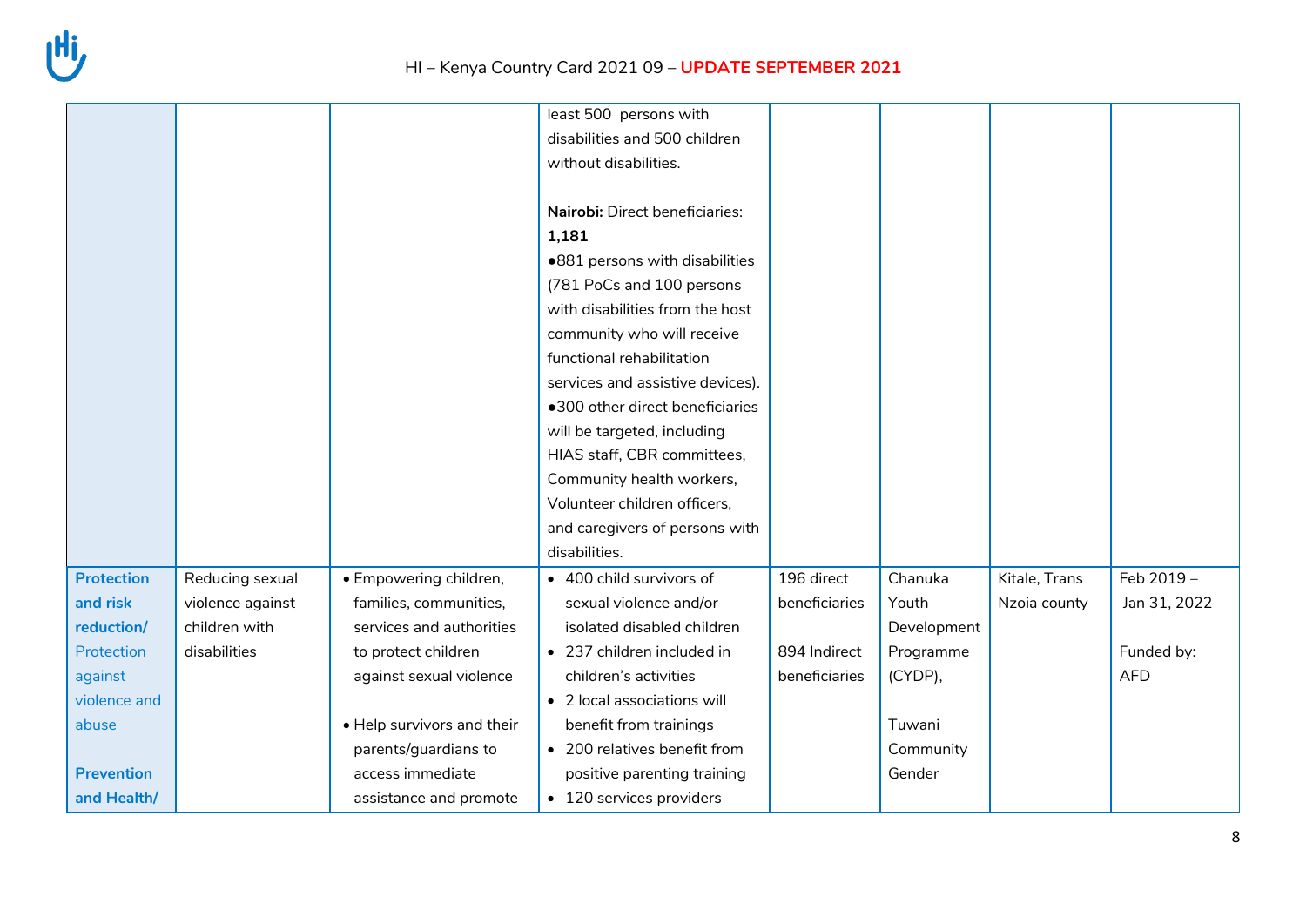| | | | | | | | |
|---|---|---|---|---|---|---|---|
| | | | least 500 persons with disabilities and 500 children without disabilities.<br><br>**Nairobi:** Direct beneficiaries: **1,181**<br>●881 persons with disabilities (781 PoCs and 100 persons with disabilities from the host community who will receive functional rehabilitation services and assistive devices).<br>●300 other direct beneficiaries will be targeted, including HIAS staff, CBR committees, Community health workers, Volunteer children officers, and caregivers of persons with disabilities. | | | | |
| **Protection and risk reduction/** Protection against violence and abuse<br><br>**Prevention and Health/** | Reducing sexual violence against children with disabilities | • Empowering children, families, communities, services and authorities to protect children against sexual violence<br><br>• Help survivors and their parents/guardians to access immediate assistance and promote | • 400 child survivors of sexual violence and/or isolated disabled children<br>• 237 children included in children's activities<br>• 2 local associations will benefit from trainings<br>• 200 relatives benefit from positive parenting training<br>• 120 services providers | 196 direct beneficiaries<br><br>894 Indirect beneficiaries | Chanuka Youth Development Programme (CYDP),<br><br>Tuwani Community Gender | Kitale, Trans Nzoia county | Feb 2019 – Jan 31, 2022<br><br>Funded by: AFD |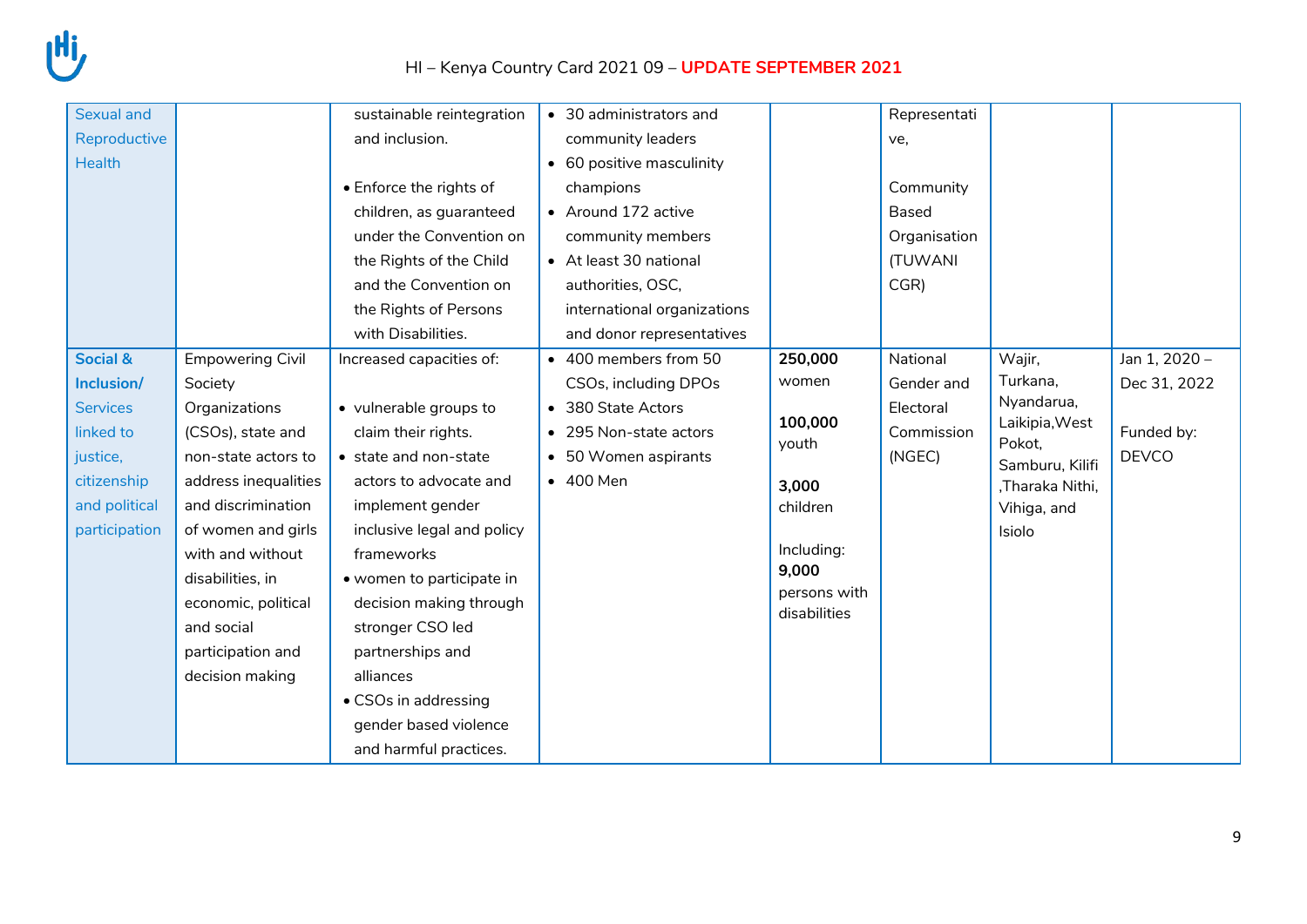| | | | | | | | |
|---|---|---|---|---|---|---|---|
| Sexual and Reproductive Health | | sustainable reintegration and inclusion.<br><br>• Enforce the rights of children, as guaranteed under the Convention on the Rights of the Child and the Convention on the Rights of Persons with Disabilities. | • 30 administrators and community leaders<br>• 60 positive masculinity champions<br>• Around 172 active community members<br>• At least 30 national authorities, OSC, international organizations and donor representatives | | Representative,<br><br>Community Based Organisation (TUWANI CGR) | | |
| **Social & Inclusion/** Services linked to justice, citizenship and political participation | Empowering Civil Society Organizations (CSOs), state and non-state actors to address inequalities and discrimination of women and girls with and without disabilities, in economic, political and social participation and decision making | Increased capacities of:<br><br>• vulnerable groups to claim their rights.<br>• state and non-state actors to advocate and implement gender inclusive legal and policy frameworks<br>• women to participate in decision making through stronger CSO led partnerships and alliances<br>• CSOs in addressing gender based violence and harmful practices. | • 400 members from 50 CSOs, including DPOs<br>• 380 State Actors<br>• 295 Non-state actors<br>• 50 Women aspirants<br>• 400 Men | **250,000** women<br><br>**100,000** youth<br><br>**3,000** children<br><br>Including: **9,000** persons with disabilities | National Gender and Electoral Commission (NGEC) | Wajir, Turkana, Nyandarua, Laikipia,West Pokot, Samburu, Kilifi ,Tharaka Nithi, Vihiga, and Isiolo | Jan 1, 2020 – Dec 31, 2022<br><br>Funded by: DEVCO |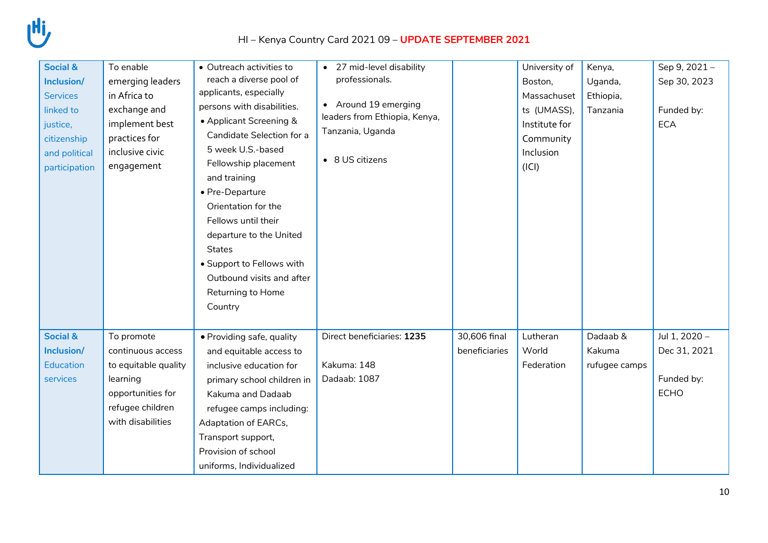| | | | | | | | |
|---|---|---|---|---|---|---|---|
| **Social & Inclusion/** Services linked to justice, citizenship and political participation | To enable emerging leaders in Africa to exchange and implement best practices for inclusive civic engagement | • Outreach activities to reach a diverse pool of applicants, especially persons with disabilities.<br>• Applicant Screening & Candidate Selection for a 5 week U.S.-based Fellowship placement and training<br>• Pre-Departure Orientation for the Fellows until their departure to the United States<br>• Support to Fellows with Outbound visits and after Returning to Home Country | • 27 mid-level disability professionals.<br><br>• Around 19 emerging leaders from Ethiopia, Kenya, Tanzania, Uganda<br><br>• 8 US citizens | | University of Boston, Massachusetts (UMASS), Institute for Community Inclusion (ICI) | Kenya, Uganda, Ethiopia, Tanzania | Sep 9, 2021 – Sep 30, 2023<br><br>Funded by: ECA |
| **Social & Inclusion/** Education services | To promote continuous access to equitable quality learning opportunities for refugee children with disabilities | • Providing safe, quality and equitable access to inclusive education for primary school children in Kakuma and Dadaab refugee camps including: Adaptation of EARCs, Transport support, Provision of school uniforms, Individualized | Direct beneficiaries: **1235**<br><br>Kakuma: 148<br>Dadaab: 1087 | 30,606 final beneficiaries | Lutheran World Federation | Dadaab & Kakuma rufugee camps | Jul 1, 2020 – Dec 31, 2021<br><br>Funded by: ECHO |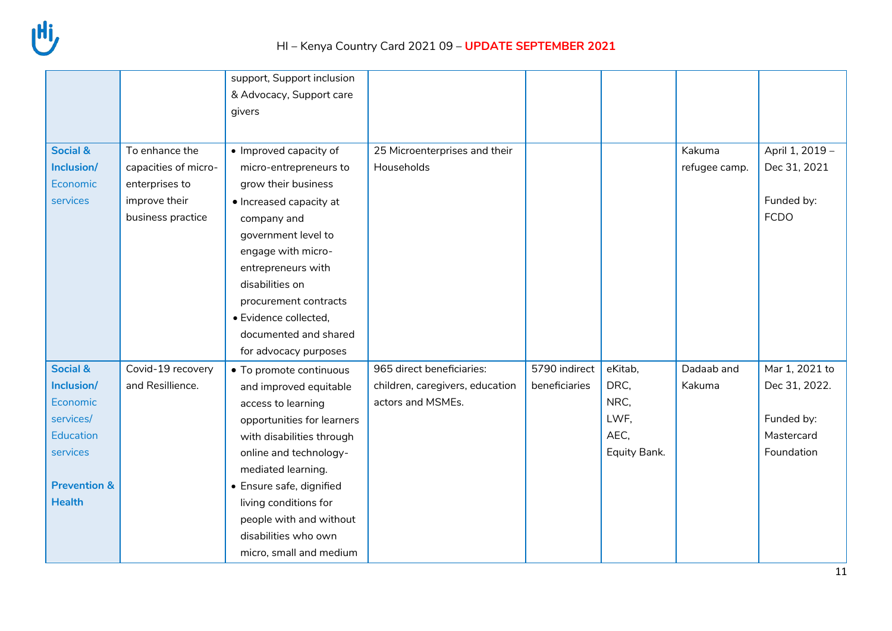| | | support, Support inclusion & Advocacy, Support care givers | | | | | |
|---|---|---|---|---|---|---|---|
| **Social & Inclusion/** Economic services | To enhance the capacities of micro-enterprises to improve their business practice | • Improved capacity of micro-entrepreneurs to grow their business<br>• Increased capacity at company and government level to engage with micro-entrepreneurs with disabilities on procurement contracts<br>• Evidence collected, documented and shared for advocacy purposes | 25 Microenterprises and their Households | | | Kakuma refugee camp. | April 1, 2019 – Dec 31, 2021<br><br>Funded by: FCDO |
| **Social & Inclusion/** Economic services/ Education services<br><br>**Prevention & Health** | Covid-19 recovery and Resillience. | • To promote continuous and improved equitable access to learning opportunities for learners with disabilities through online and technology-mediated learning.<br>• Ensure safe, dignified living conditions for people with and without disabilities who own micro, small and medium | 965 direct beneficiaries: children, caregivers, education actors and MSMEs. | 5790 indirect beneficiaries | eKitab, DRC, NRC, LWF, AEC, Equity Bank. | Dadaab and Kakuma | Mar 1, 2021 to Dec 31, 2022.<br><br>Funded by: Mastercard Foundation |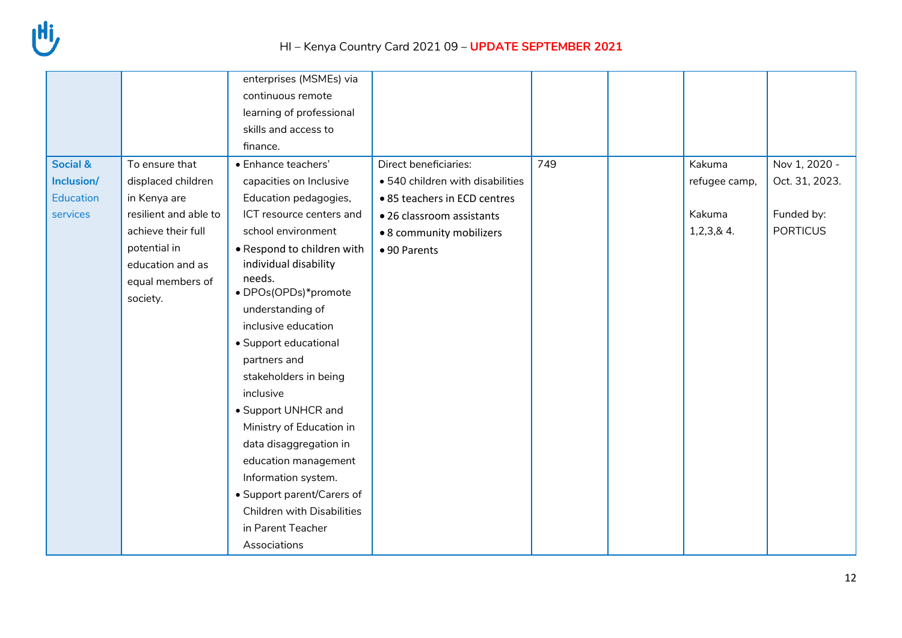|  |  | enterprises (MSMEs) via continuous remote learning of professional skills and access to finance. |  |  |  |  |  |
|---|---|---|---|---|---|---|---|
| **Social & Inclusion/** Education services | To ensure that displaced children in Kenya are resilient and able to achieve their full potential in education and as equal members of society. | • Enhance teachers' capacities on Inclusive Education pedagogies, ICT resource centers and school environment<br>• Respond to children with individual disability needs.<br>• DPOs(OPDs)*promote understanding of inclusive education<br>• Support educational partners and stakeholders in being inclusive<br>• Support UNHCR and Ministry of Education in data disaggregation in education management Information system.<br>• Support parent/Carers of Children with Disabilities in Parent Teacher Associations | Direct beneficiaries:<br>• 540 children with disabilities<br>• 85 teachers in ECD centres<br>• 26 classroom assistants<br>• 8 community mobilizers<br>• 90 Parents | 749 |  | Kakuma refugee camp,<br><br>Kakuma 1,2,3,& 4. | Nov 1, 2020 - Oct. 31, 2023.<br><br>Funded by: PORTICUS |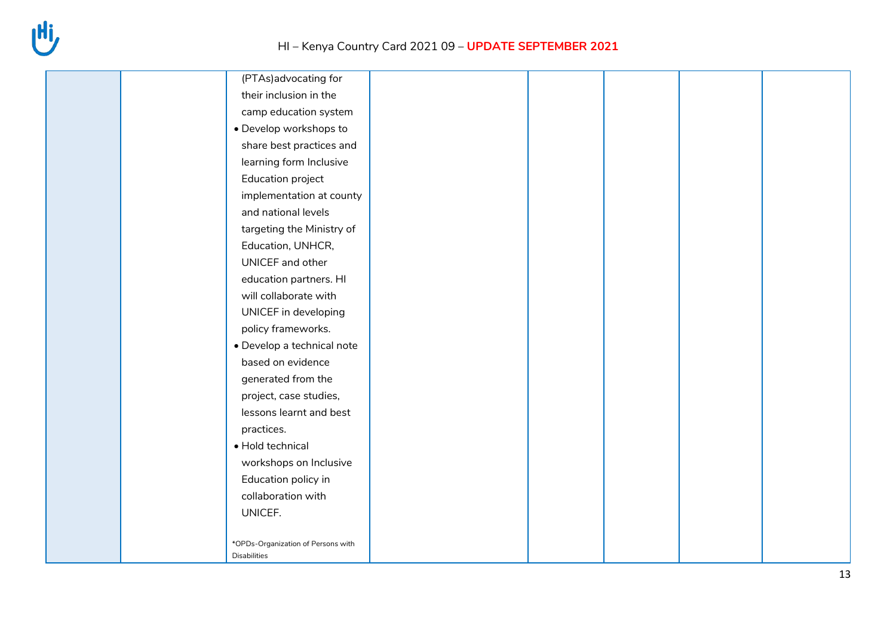|  |  |  |  |  |  |  |  |
|---|---|---|---|---|---|---|---|
|  |  | (PTAs)advocating for their inclusion in the camp education system<br>• Develop workshops to share best practices and learning form Inclusive Education project implementation at county and national levels targeting the Ministry of Education, UNHCR, UNICEF and other education partners. HI will collaborate with UNICEF in developing policy frameworks.<br>• Develop a technical note based on evidence generated from the project, case studies, lessons learnt and best practices.<br>• Hold technical workshops on Inclusive Education policy in collaboration with UNICEF.<br><br>*OPDs-Organization of Persons with Disabilities |  |  |  |  |  |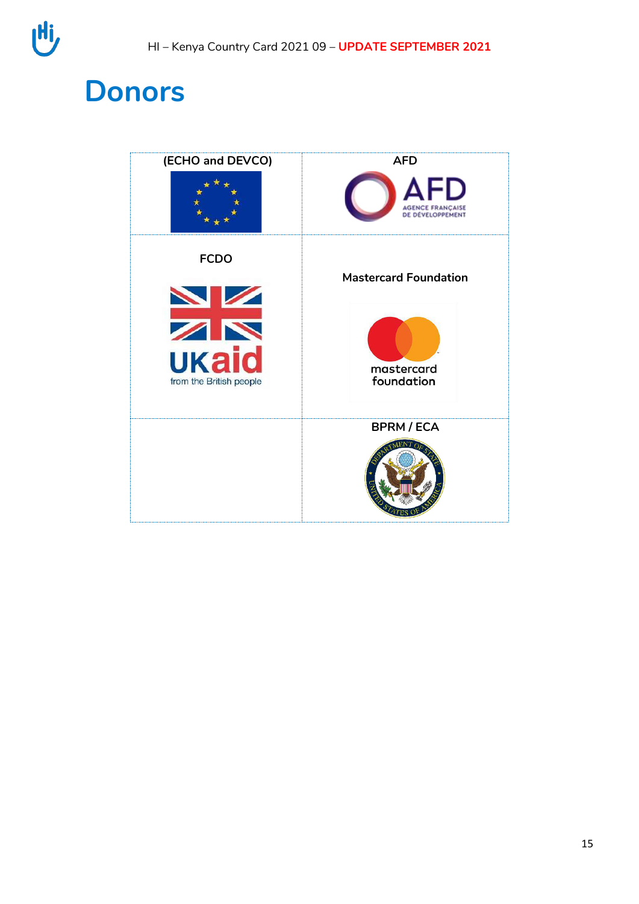# Donors

| | |
|---|---|
| (ECHO and DEVCO) | AFD |
| FCDO | Mastercard Foundation |
| | BPRM / ECA |